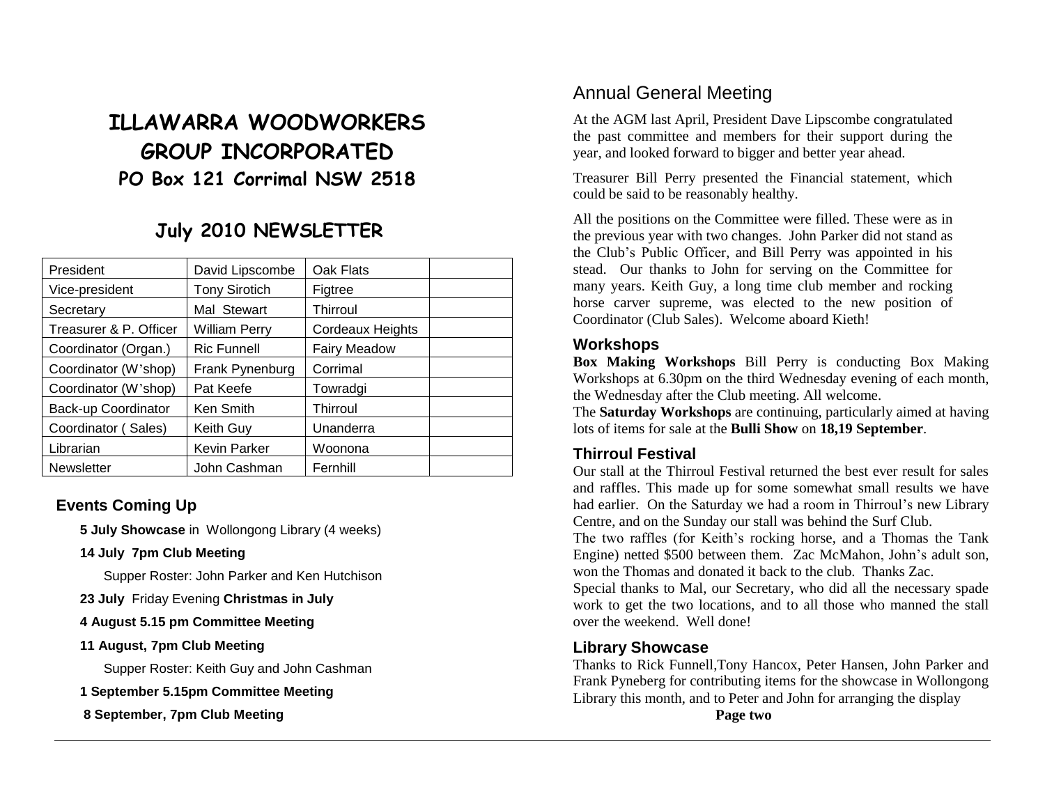# ILLAWARRA WOODWORKERS GROUP INCORPORATED

## PO Box 121 Corrimal NSW 2518

## July 2010 NEWSLETTER

| President | David Lipscombe | Oak Flats | |
|---|---|---|---|
| Vice-president | Tony Sirotich | Figtree | |
| Secretary | Mal Stewart | Thirroul | |
| Treasurer & P. Officer | William Perry | Cordeaux Heights | |
| Coordinator (Organ.) | Ric Funnell | Fairy Meadow | |
| Coordinator (W'shop) | Frank Pynenburg | Corrimal | |
| Coordinator (W'shop) | Pat Keefe | Towradgi | |
| Back-up Coordinator | Ken Smith | Thirroul | |
| Coordinator ( Sales) | Keith Guy | Unanderra | |
| Librarian | Kevin Parker | Woonona | |
| Newsletter | John Cashman | Fernhill | |

### Events Coming Up

**5 July Showcase** in Wollongong Library (4 weeks)

**14 July 7pm Club Meeting**

Supper Roster: John Parker and Ken Hutchison

**23 July** Friday Evening **Christmas in July**

**4 August 5.15 pm Committee Meeting**

**11 August, 7pm Club Meeting**

Supper Roster: Keith Guy and John Cashman

**1 September 5.15pm Committee Meeting**

**8 September, 7pm Club Meeting**

## Annual General Meeting

At the AGM last April, President Dave Lipscombe congratulated the past committee and members for their support during the year, and looked forward to bigger and better year ahead.

Treasurer Bill Perry presented the Financial statement, which could be said to be reasonably healthy.

All the positions on the Committee were filled. These were as in the previous year with two changes. John Parker did not stand as the Club's Public Officer, and Bill Perry was appointed in his stead. Our thanks to John for serving on the Committee for many years. Keith Guy, a long time club member and rocking horse carver supreme, was elected to the new position of Coordinator (Club Sales). Welcome aboard Kieth!

### Workshops

**Box Making Workshops** Bill Perry is conducting Box Making Workshops at 6.30pm on the third Wednesday evening of each month, the Wednesday after the Club meeting. All welcome.

The **Saturday Workshops** are continuing, particularly aimed at having lots of items for sale at the **Bulli Show** on **18,19 September**.

### Thirroul Festival

Our stall at the Thirroul Festival returned the best ever result for sales and raffles. This made up for some somewhat small results we have had earlier. On the Saturday we had a room in Thirroul's new Library Centre, and on the Sunday our stall was behind the Surf Club.

The two raffles (for Keith's rocking horse, and a Thomas the Tank Engine) netted $500 between them. Zac McMahon, John's adult son, won the Thomas and donated it back to the club. Thanks Zac.

Special thanks to Mal, our Secretary, who did all the necessary spade work to get the two locations, and to all those who manned the stall over the weekend. Well done!

### Library Showcase

Thanks to Rick Funnell,Tony Hancox, Peter Hansen, John Parker and Frank Pyneberg for contributing items for the showcase in Wollongong Library this month, and to Peter and John for arranging the display

**Page two**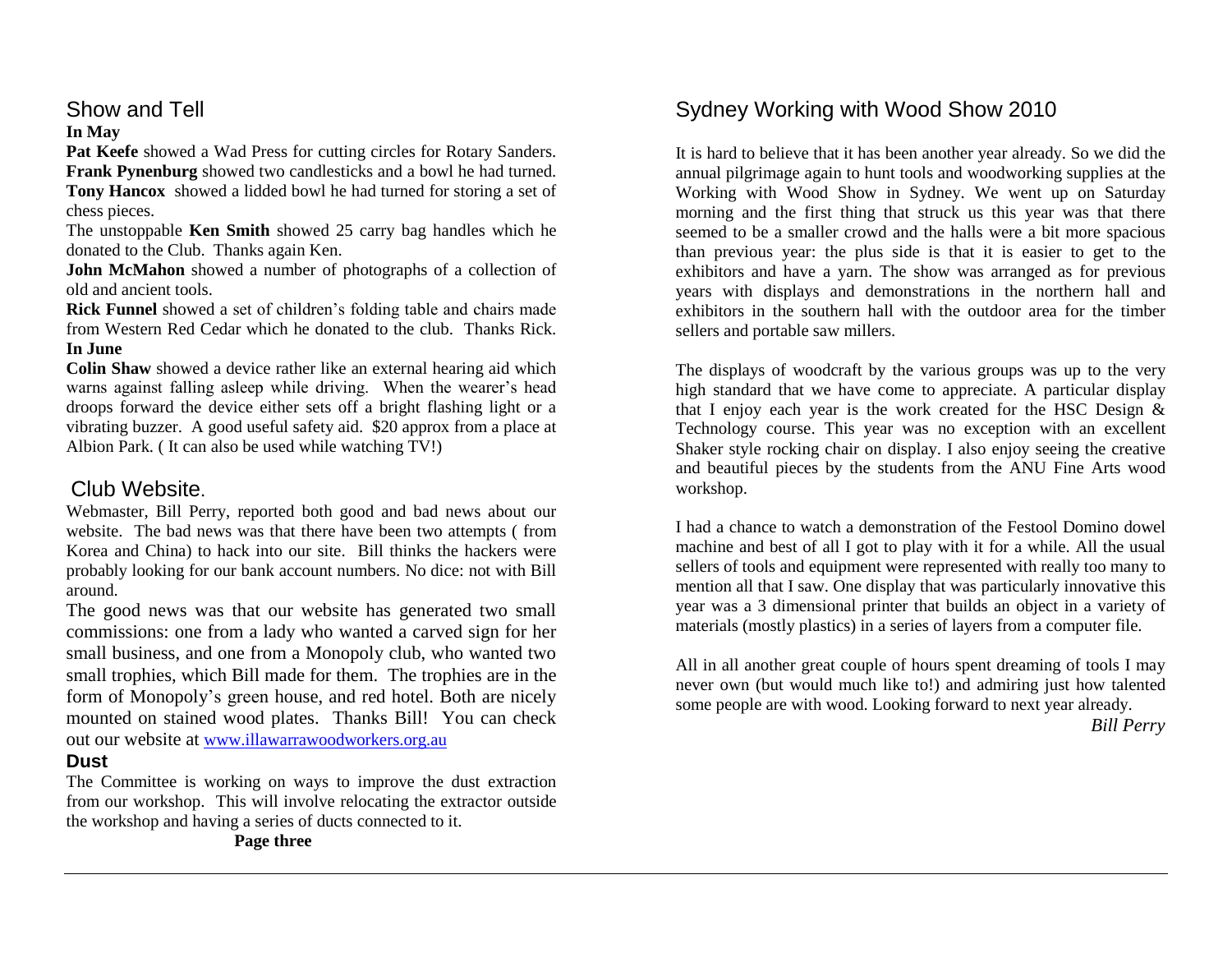## Show and Tell

**In May**

**Pat Keefe** showed a Wad Press for cutting circles for Rotary Sanders.

**Frank Pynenburg** showed two candlesticks and a bowl he had turned.

**Tony Hancox** showed a lidded bowl he had turned for storing a set of chess pieces.

The unstoppable **Ken Smith** showed 25 carry bag handles which he donated to the Club. Thanks again Ken.

**John McMahon** showed a number of photographs of a collection of old and ancient tools.

**Rick Funnel** showed a set of children's folding table and chairs made from Western Red Cedar which he donated to the club. Thanks Rick.

**In June**

**Colin Shaw** showed a device rather like an external hearing aid which warns against falling asleep while driving. When the wearer's head droops forward the device either sets off a bright flashing light or a vibrating buzzer. A good useful safety aid. $20 approx from a place at Albion Park. ( It can also be used while watching TV!)

## Club Website.

Webmaster, Bill Perry, reported both good and bad news about our website. The bad news was that there have been two attempts ( from Korea and China) to hack into our site. Bill thinks the hackers were probably looking for our bank account numbers. No dice: not with Bill around.

The good news was that our website has generated two small commissions: one from a lady who wanted a carved sign for her small business, and one from a Monopoly club, who wanted two small trophies, which Bill made for them. The trophies are in the form of Monopoly's green house, and red hotel. Both are nicely mounted on stained wood plates. Thanks Bill! You can check out our website at www.illawarrawoodworkers.org.au

### Dust

The Committee is working on ways to improve the dust extraction from our workshop. This will involve relocating the extractor outside the workshop and having a series of ducts connected to it.

## Sydney Working with Wood Show 2010

It is hard to believe that it has been another year already. So we did the annual pilgrimage again to hunt tools and woodworking supplies at the Working with Wood Show in Sydney. We went up on Saturday morning and the first thing that struck us this year was that there seemed to be a smaller crowd and the halls were a bit more spacious than previous year: the plus side is that it is easier to get to the exhibitors and have a yarn. The show was arranged as for previous years with displays and demonstrations in the northern hall and exhibitors in the southern hall with the outdoor area for the timber sellers and portable saw millers.

The displays of woodcraft by the various groups was up to the very high standard that we have come to appreciate. A particular display that I enjoy each year is the work created for the HSC Design & Technology course. This year was no exception with an excellent Shaker style rocking chair on display. I also enjoy seeing the creative and beautiful pieces by the students from the ANU Fine Arts wood workshop.

I had a chance to watch a demonstration of the Festool Domino dowel machine and best of all I got to play with it for a while. All the usual sellers of tools and equipment were represented with really too many to mention all that I saw. One display that was particularly innovative this year was a 3 dimensional printer that builds an object in a variety of materials (mostly plastics) in a series of layers from a computer file.

All in all another great couple of hours spent dreaming of tools I may never own (but would much like to!) and admiring just how talented some people are with wood. Looking forward to next year already.

*Bill Perry*